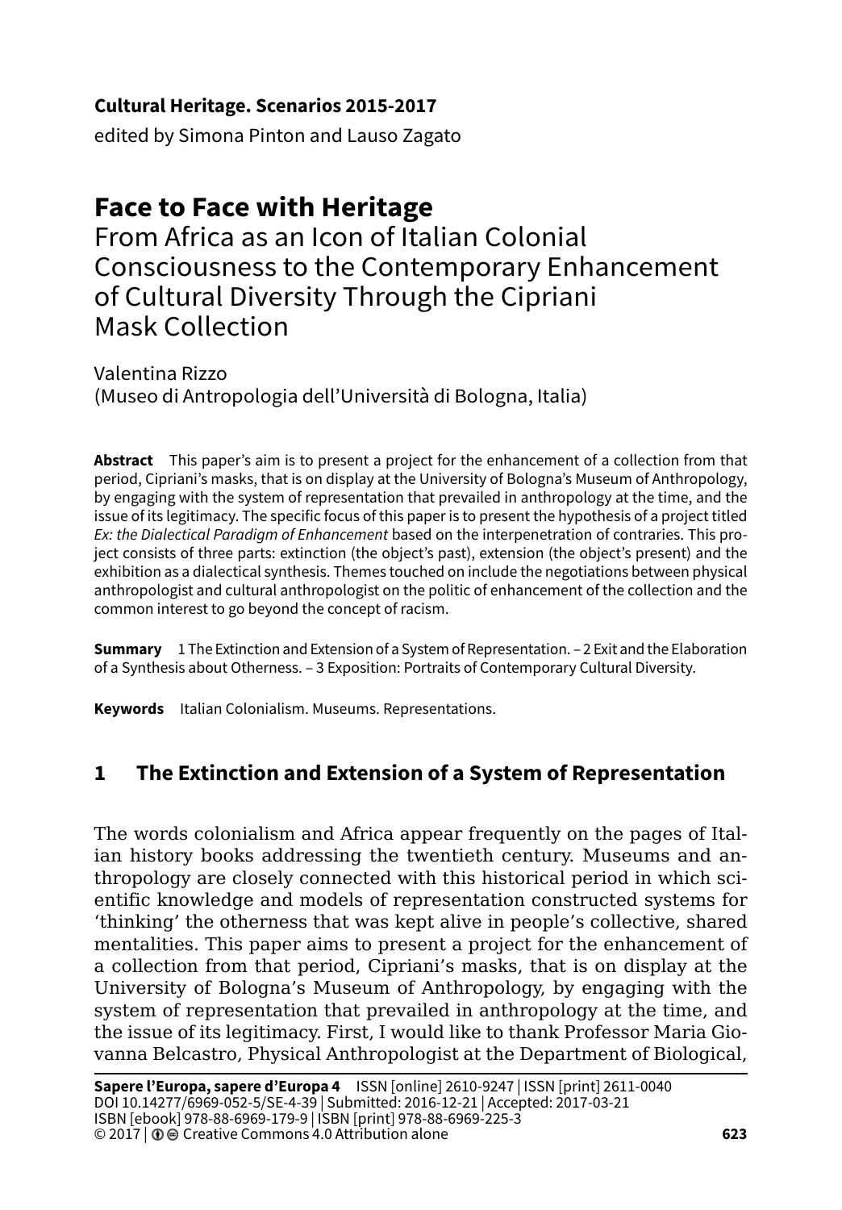**Cultural Heritage. Scenarios 2015-2017**
edited by Simona Pinton and Lauso Zagato

# Face to Face with Heritage

## From Africa as an Icon of Italian Colonial Consciousness to the Contemporary Enhancement of Cultural Diversity Through the Cipriani Mask Collection

Valentina Rizzo
(Museo di Antropologia dell'Università di Bologna, Italia)

**Abstract** This paper's aim is to present a project for the enhancement of a collection from that period, Cipriani's masks, that is on display at the University of Bologna's Museum of Anthropology, by engaging with the system of representation that prevailed in anthropology at the time, and the issue of its legitimacy. The specific focus of this paper is to present the hypothesis of a project titled *Ex: the Dialectical Paradigm of Enhancement* based on the interpenetration of contraries. This project consists of three parts: extinction (the object's past), extension (the object's present) and the exhibition as a dialectical synthesis. Themes touched on include the negotiations between physical anthropologist and cultural anthropologist on the politic of enhancement of the collection and the common interest to go beyond the concept of racism.

**Summary** 1 The Extinction and Extension of a System of Representation. – 2 Exit and the Elaboration of a Synthesis about Otherness. – 3 Exposition: Portraits of Contemporary Cultural Diversity.

**Keywords** Italian Colonialism. Museums. Representations.

## 1 The Extinction and Extension of a System of Representation

The words colonialism and Africa appear frequently on the pages of Italian history books addressing the twentieth century. Museums and anthropology are closely connected with this historical period in which scientific knowledge and models of representation constructed systems for 'thinking' the otherness that was kept alive in people's collective, shared mentalities. This paper aims to present a project for the enhancement of a collection from that period, Cipriani's masks, that is on display at the University of Bologna's Museum of Anthropology, by engaging with the system of representation that prevailed in anthropology at the time, and the issue of its legitimacy. First, I would like to thank Professor Maria Giovanna Belcastro, Physical Anthropologist at the Department of Biological,

**Sapere l'Europa, sapere d'Europa 4** ISSN [online] 2610-9247 | ISSN [print] 2611-0040
DOI 10.14277/6969-052-5/SE-4-39 | Submitted: 2016-12-21 | Accepted: 2017-03-21
ISBN [ebook] 978-88-6969-179-9 | ISBN [print] 978-88-6969-225-3
© 2017 | Creative Commons 4.0 Attribution alone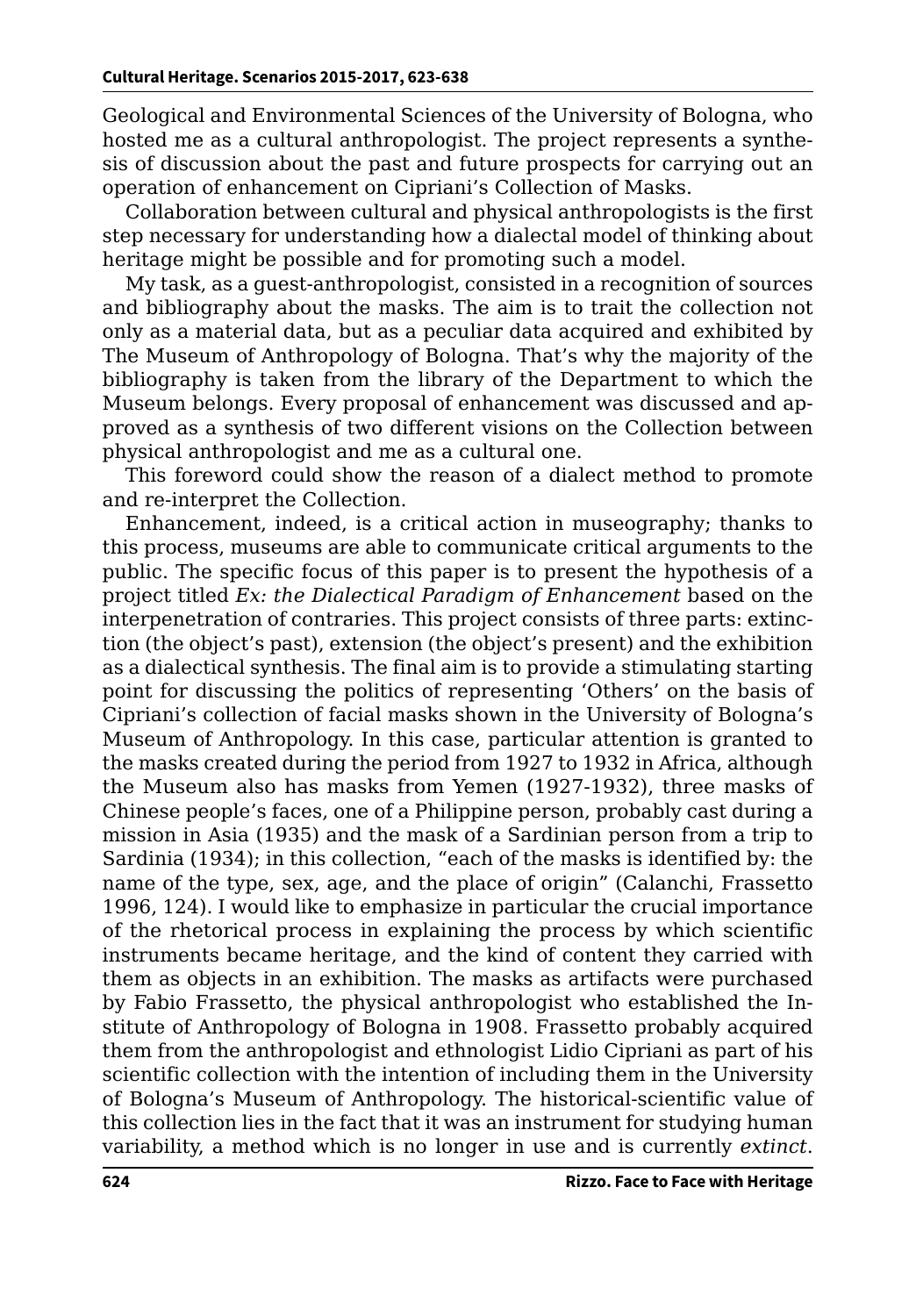Geological and Environmental Sciences of the University of Bologna, who hosted me as a cultural anthropologist. The project represents a synthesis of discussion about the past and future prospects for carrying out an operation of enhancement on Cipriani's Collection of Masks.

Collaboration between cultural and physical anthropologists is the first step necessary for understanding how a dialectal model of thinking about heritage might be possible and for promoting such a model.

My task, as a guest-anthropologist, consisted in a recognition of sources and bibliography about the masks. The aim is to trait the collection not only as a material data, but as a peculiar data acquired and exhibited by The Museum of Anthropology of Bologna. That's why the majority of the bibliography is taken from the library of the Department to which the Museum belongs. Every proposal of enhancement was discussed and approved as a synthesis of two different visions on the Collection between physical anthropologist and me as a cultural one.

This foreword could show the reason of a dialect method to promote and re-interpret the Collection.

Enhancement, indeed, is a critical action in museography; thanks to this process, museums are able to communicate critical arguments to the public. The specific focus of this paper is to present the hypothesis of a project titled *Ex: the Dialectical Paradigm of Enhancement* based on the interpenetration of contraries. This project consists of three parts: extinction (the object's past), extension (the object's present) and the exhibition as a dialectical synthesis. The final aim is to provide a stimulating starting point for discussing the politics of representing 'Others' on the basis of Cipriani's collection of facial masks shown in the University of Bologna's Museum of Anthropology. In this case, particular attention is granted to the masks created during the period from 1927 to 1932 in Africa, although the Museum also has masks from Yemen (1927-1932), three masks of Chinese people's faces, one of a Philippine person, probably cast during a mission in Asia (1935) and the mask of a Sardinian person from a trip to Sardinia (1934); in this collection, "each of the masks is identified by: the name of the type, sex, age, and the place of origin" (Calanchi, Frassetto 1996, 124). I would like to emphasize in particular the crucial importance of the rhetorical process in explaining the process by which scientific instruments became heritage, and the kind of content they carried with them as objects in an exhibition. The masks as artifacts were purchased by Fabio Frassetto, the physical anthropologist who established the Institute of Anthropology of Bologna in 1908. Frassetto probably acquired them from the anthropologist and ethnologist Lidio Cipriani as part of his scientific collection with the intention of including them in the University of Bologna's Museum of Anthropology. The historical-scientific value of this collection lies in the fact that it was an instrument for studying human variability, a method which is no longer in use and is currently *extinct*.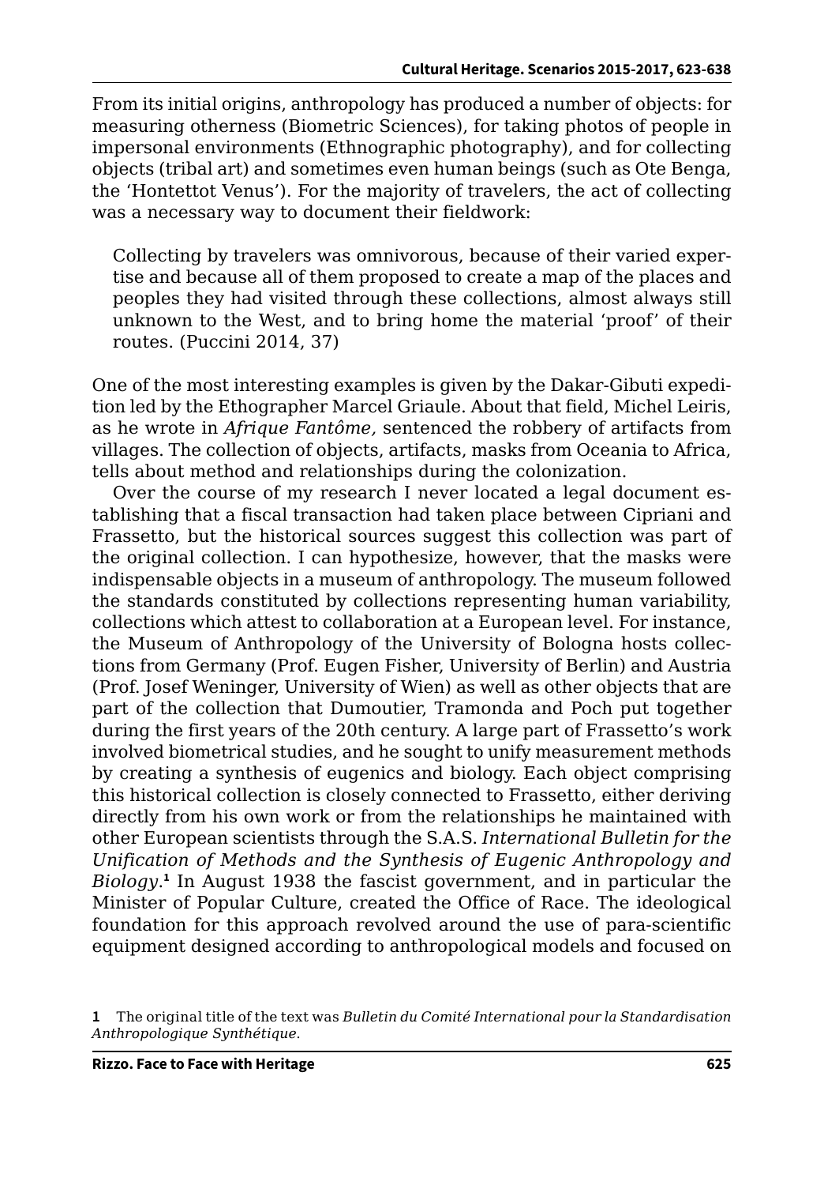From its initial origins, anthropology has produced a number of objects: for measuring otherness (Biometric Sciences), for taking photos of people in impersonal environments (Ethnographic photography), and for collecting objects (tribal art) and sometimes even human beings (such as Ote Benga, the 'Hontettot Venus'). For the majority of travelers, the act of collecting was a necessary way to document their fieldwork:

> Collecting by travelers was omnivorous, because of their varied expertise and because all of them proposed to create a map of the places and peoples they had visited through these collections, almost always still unknown to the West, and to bring home the material 'proof' of their routes. (Puccini 2014, 37)

One of the most interesting examples is given by the Dakar-Gibuti expedition led by the Ethographer Marcel Griaule. About that field, Michel Leiris, as he wrote in *Afrique Fantôme,* sentenced the robbery of artifacts from villages. The collection of objects, artifacts, masks from Oceania to Africa, tells about method and relationships during the colonization.

Over the course of my research I never located a legal document establishing that a fiscal transaction had taken place between Cipriani and Frassetto, but the historical sources suggest this collection was part of the original collection. I can hypothesize, however, that the masks were indispensable objects in a museum of anthropology. The museum followed the standards constituted by collections representing human variability, collections which attest to collaboration at a European level. For instance, the Museum of Anthropology of the University of Bologna hosts collections from Germany (Prof. Eugen Fisher, University of Berlin) and Austria (Prof. Josef Weninger, University of Wien) as well as other objects that are part of the collection that Dumoutier, Tramonda and Poch put together during the first years of the 20th century. A large part of Frassetto's work involved biometrical studies, and he sought to unify measurement methods by creating a synthesis of eugenics and biology. Each object comprising this historical collection is closely connected to Frassetto, either deriving directly from his own work or from the relationships he maintained with other European scientists through the S.A.S. *International Bulletin for the Unification of Methods and the Synthesis of Eugenic Anthropology and Biology*.[1] In August 1938 the fascist government, and in particular the Minister of Popular Culture, created the Office of Race. The ideological foundation for this approach revolved around the use of para-scientific equipment designed according to anthropological models and focused on

[1] The original title of the text was *Bulletin du Comité International pour la Standardisation Anthropologique Synthétique*.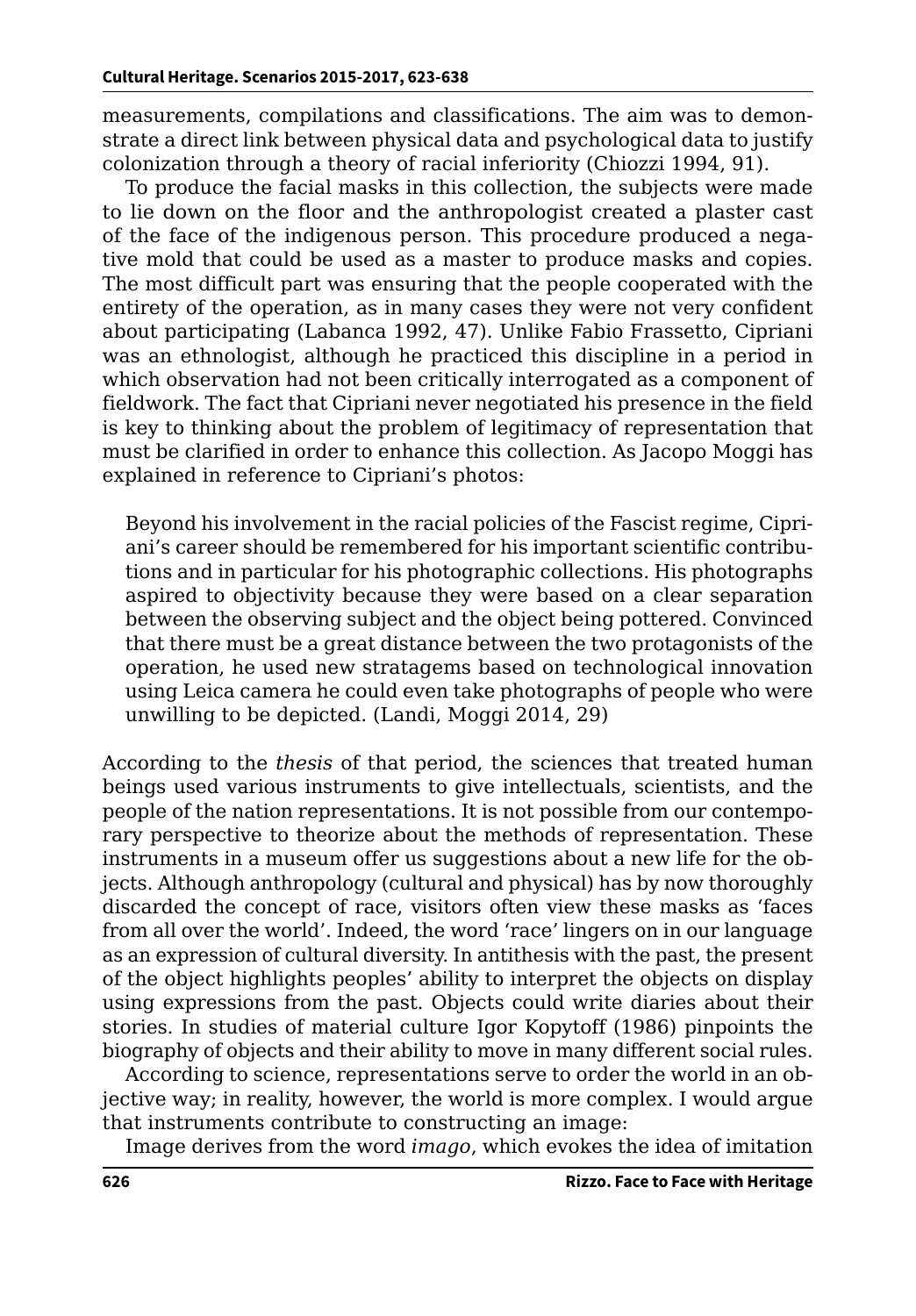measurements, compilations and classifications. The aim was to demonstrate a direct link between physical data and psychological data to justify colonization through a theory of racial inferiority (Chiozzi 1994, 91).

To produce the facial masks in this collection, the subjects were made to lie down on the floor and the anthropologist created a plaster cast of the face of the indigenous person. This procedure produced a negative mold that could be used as a master to produce masks and copies. The most difficult part was ensuring that the people cooperated with the entirety of the operation, as in many cases they were not very confident about participating (Labanca 1992, 47). Unlike Fabio Frassetto, Cipriani was an ethnologist, although he practiced this discipline in a period in which observation had not been critically interrogated as a component of fieldwork. The fact that Cipriani never negotiated his presence in the field is key to thinking about the problem of legitimacy of representation that must be clarified in order to enhance this collection. As Jacopo Moggi has explained in reference to Cipriani's photos:

> Beyond his involvement in the racial policies of the Fascist regime, Cipriani's career should be remembered for his important scientific contributions and in particular for his photographic collections. His photographs aspired to objectivity because they were based on a clear separation between the observing subject and the object being pottered. Convinced that there must be a great distance between the two protagonists of the operation, he used new stratagems based on technological innovation using Leica camera he could even take photographs of people who were unwilling to be depicted. (Landi, Moggi 2014, 29)

According to the *thesis* of that period, the sciences that treated human beings used various instruments to give intellectuals, scientists, and the people of the nation representations. It is not possible from our contemporary perspective to theorize about the methods of representation. These instruments in a museum offer us suggestions about a new life for the objects. Although anthropology (cultural and physical) has by now thoroughly discarded the concept of race, visitors often view these masks as 'faces from all over the world'. Indeed, the word 'race' lingers on in our language as an expression of cultural diversity. In antithesis with the past, the present of the object highlights peoples' ability to interpret the objects on display using expressions from the past. Objects could write diaries about their stories. In studies of material culture Igor Kopytoff (1986) pinpoints the biography of objects and their ability to move in many different social rules.

According to science, representations serve to order the world in an objective way; in reality, however, the world is more complex. I would argue that instruments contribute to constructing an image:

Image derives from the word *imago*, which evokes the idea of imitation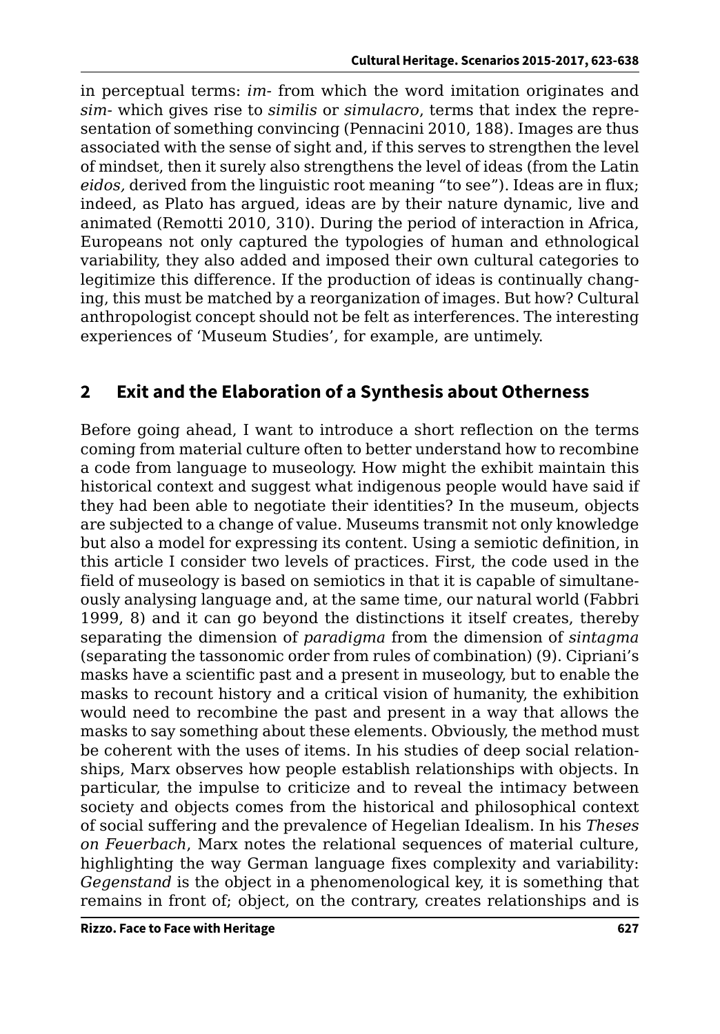in perceptual terms: *im-* from which the word imitation originates and *sim-* which gives rise to *similis* or *simulacro*, terms that index the representation of something convincing (Pennacini 2010, 188). Images are thus associated with the sense of sight and, if this serves to strengthen the level of mindset, then it surely also strengthens the level of ideas (from the Latin *eidos,* derived from the linguistic root meaning "to see"). Ideas are in flux; indeed, as Plato has argued, ideas are by their nature dynamic, live and animated (Remotti 2010, 310). During the period of interaction in Africa, Europeans not only captured the typologies of human and ethnological variability, they also added and imposed their own cultural categories to legitimize this difference. If the production of ideas is continually changing, this must be matched by a reorganization of images. But how? Cultural anthropologist concept should not be felt as interferences. The interesting experiences of 'Museum Studies', for example, are untimely.

## 2 Exit and the Elaboration of a Synthesis about Otherness

Before going ahead, I want to introduce a short reflection on the terms coming from material culture often to better understand how to recombine a code from language to museology. How might the exhibit maintain this historical context and suggest what indigenous people would have said if they had been able to negotiate their identities? In the museum, objects are subjected to a change of value. Museums transmit not only knowledge but also a model for expressing its content. Using a semiotic definition, in this article I consider two levels of practices. First, the code used in the field of museology is based on semiotics in that it is capable of simultaneously analysing language and, at the same time, our natural world (Fabbri 1999, 8) and it can go beyond the distinctions it itself creates, thereby separating the dimension of *paradigma* from the dimension of *sintagma* (separating the tassonomic order from rules of combination) (9). Cipriani's masks have a scientific past and a present in museology, but to enable the masks to recount history and a critical vision of humanity, the exhibition would need to recombine the past and present in a way that allows the masks to say something about these elements. Obviously, the method must be coherent with the uses of items. In his studies of deep social relationships, Marx observes how people establish relationships with objects. In particular, the impulse to criticize and to reveal the intimacy between society and objects comes from the historical and philosophical context of social suffering and the prevalence of Hegelian Idealism. In his *Theses on Feuerbach*, Marx notes the relational sequences of material culture, highlighting the way German language fixes complexity and variability: *Gegenstand* is the object in a phenomenological key, it is something that remains in front of; object, on the contrary, creates relationships and is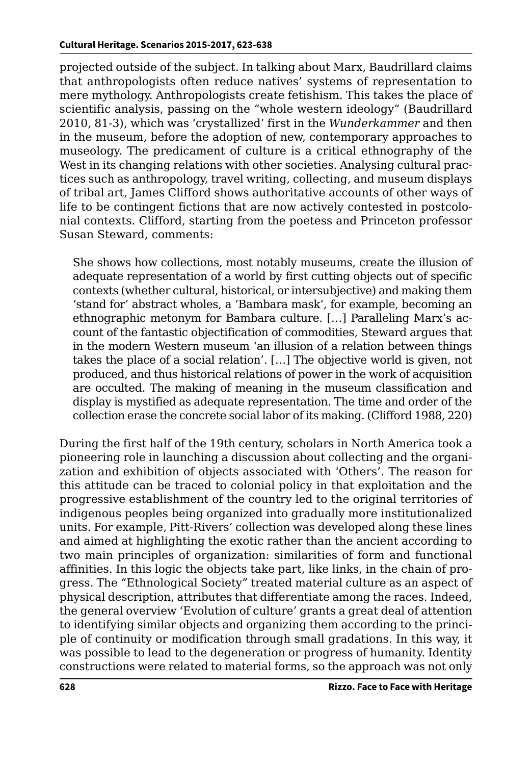projected outside of the subject. In talking about Marx, Baudrillard claims that anthropologists often reduce natives' systems of representation to mere mythology. Anthropologists create fetishism. This takes the place of scientific analysis, passing on the "whole western ideology" (Baudrillard 2010, 81-3), which was 'crystallized' first in the *Wunderkammer* and then in the museum, before the adoption of new, contemporary approaches to museology. The predicament of culture is a critical ethnography of the West in its changing relations with other societies. Analysing cultural practices such as anthropology, travel writing, collecting, and museum displays of tribal art, James Clifford shows authoritative accounts of other ways of life to be contingent fictions that are now actively contested in postcolonial contexts. Clifford, starting from the poetess and Princeton professor Susan Steward, comments:

> She shows how collections, most notably museums, create the illusion of adequate representation of a world by first cutting objects out of specific contexts (whether cultural, historical, or intersubjective) and making them 'stand for' abstract wholes, a 'Bambara mask', for example, becoming an ethnographic metonym for Bambara culture. […] Paralleling Marx's account of the fantastic objectification of commodities, Steward argues that in the modern Western museum 'an illusion of a relation between things takes the place of a social relation'. […] The objective world is given, not produced, and thus historical relations of power in the work of acquisition are occulted. The making of meaning in the museum classification and display is mystified as adequate representation. The time and order of the collection erase the concrete social labor of its making. (Clifford 1988, 220)

During the first half of the 19th century, scholars in North America took a pioneering role in launching a discussion about collecting and the organization and exhibition of objects associated with 'Others'. The reason for this attitude can be traced to colonial policy in that exploitation and the progressive establishment of the country led to the original territories of indigenous peoples being organized into gradually more institutionalized units. For example, Pitt-Rivers' collection was developed along these lines and aimed at highlighting the exotic rather than the ancient according to two main principles of organization: similarities of form and functional affinities. In this logic the objects take part, like links, in the chain of progress. The "Ethnological Society" treated material culture as an aspect of physical description, attributes that differentiate among the races. Indeed, the general overview 'Evolution of culture' grants a great deal of attention to identifying similar objects and organizing them according to the principle of continuity or modification through small gradations. In this way, it was possible to lead to the degeneration or progress of humanity. Identity constructions were related to material forms, so the approach was not only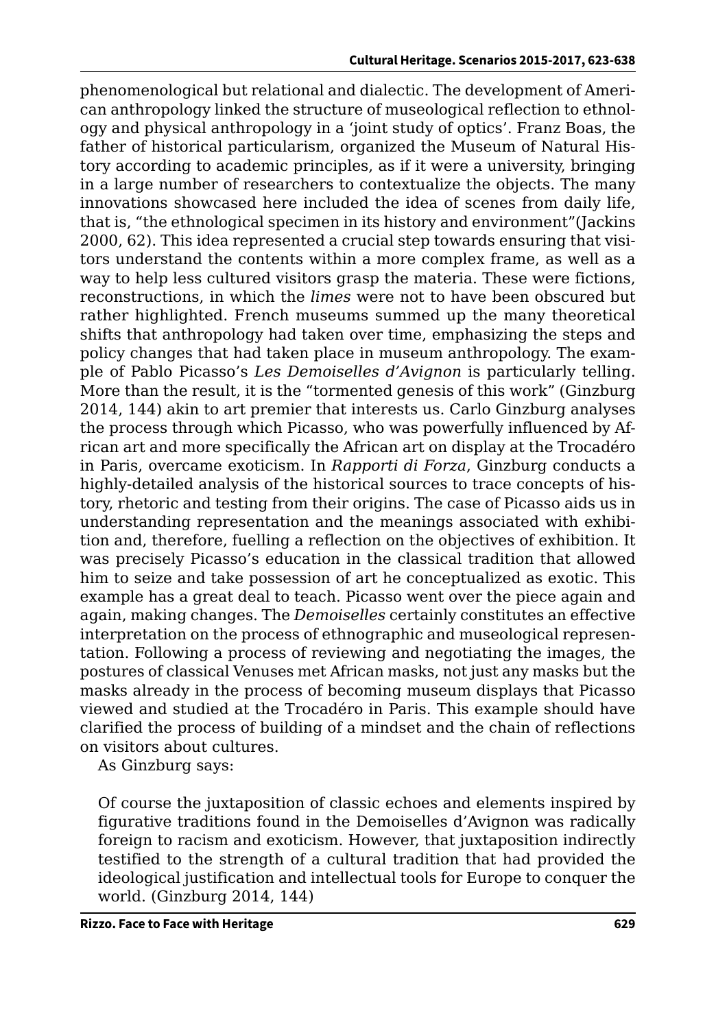phenomenological but relational and dialectic. The development of American anthropology linked the structure of museological reflection to ethnology and physical anthropology in a 'joint study of optics'. Franz Boas, the father of historical particularism, organized the Museum of Natural History according to academic principles, as if it were a university, bringing in a large number of researchers to contextualize the objects. The many innovations showcased here included the idea of scenes from daily life, that is, "the ethnological specimen in its history and environment"(Jackins 2000, 62). This idea represented a crucial step towards ensuring that visitors understand the contents within a more complex frame, as well as a way to help less cultured visitors grasp the materia. These were fictions, reconstructions, in which the *limes* were not to have been obscured but rather highlighted. French museums summed up the many theoretical shifts that anthropology had taken over time, emphasizing the steps and policy changes that had taken place in museum anthropology. The example of Pablo Picasso's *Les Demoiselles d'Avignon* is particularly telling. More than the result, it is the "tormented genesis of this work" (Ginzburg 2014, 144) akin to art premier that interests us. Carlo Ginzburg analyses the process through which Picasso, who was powerfully influenced by African art and more specifically the African art on display at the Trocadéro in Paris, overcame exoticism. In *Rapporti di Forza*, Ginzburg conducts a highly-detailed analysis of the historical sources to trace concepts of history, rhetoric and testing from their origins. The case of Picasso aids us in understanding representation and the meanings associated with exhibition and, therefore, fuelling a reflection on the objectives of exhibition. It was precisely Picasso's education in the classical tradition that allowed him to seize and take possession of art he conceptualized as exotic. This example has a great deal to teach. Picasso went over the piece again and again, making changes. The *Demoiselles* certainly constitutes an effective interpretation on the process of ethnographic and museological representation. Following a process of reviewing and negotiating the images, the postures of classical Venuses met African masks, not just any masks but the masks already in the process of becoming museum displays that Picasso viewed and studied at the Trocadéro in Paris. This example should have clarified the process of building of a mindset and the chain of reflections on visitors about cultures.

As Ginzburg says:

> Of course the juxtaposition of classic echoes and elements inspired by figurative traditions found in the Demoiselles d'Avignon was radically foreign to racism and exoticism. However, that juxtaposition indirectly testified to the strength of a cultural tradition that had provided the ideological justification and intellectual tools for Europe to conquer the world. (Ginzburg 2014, 144)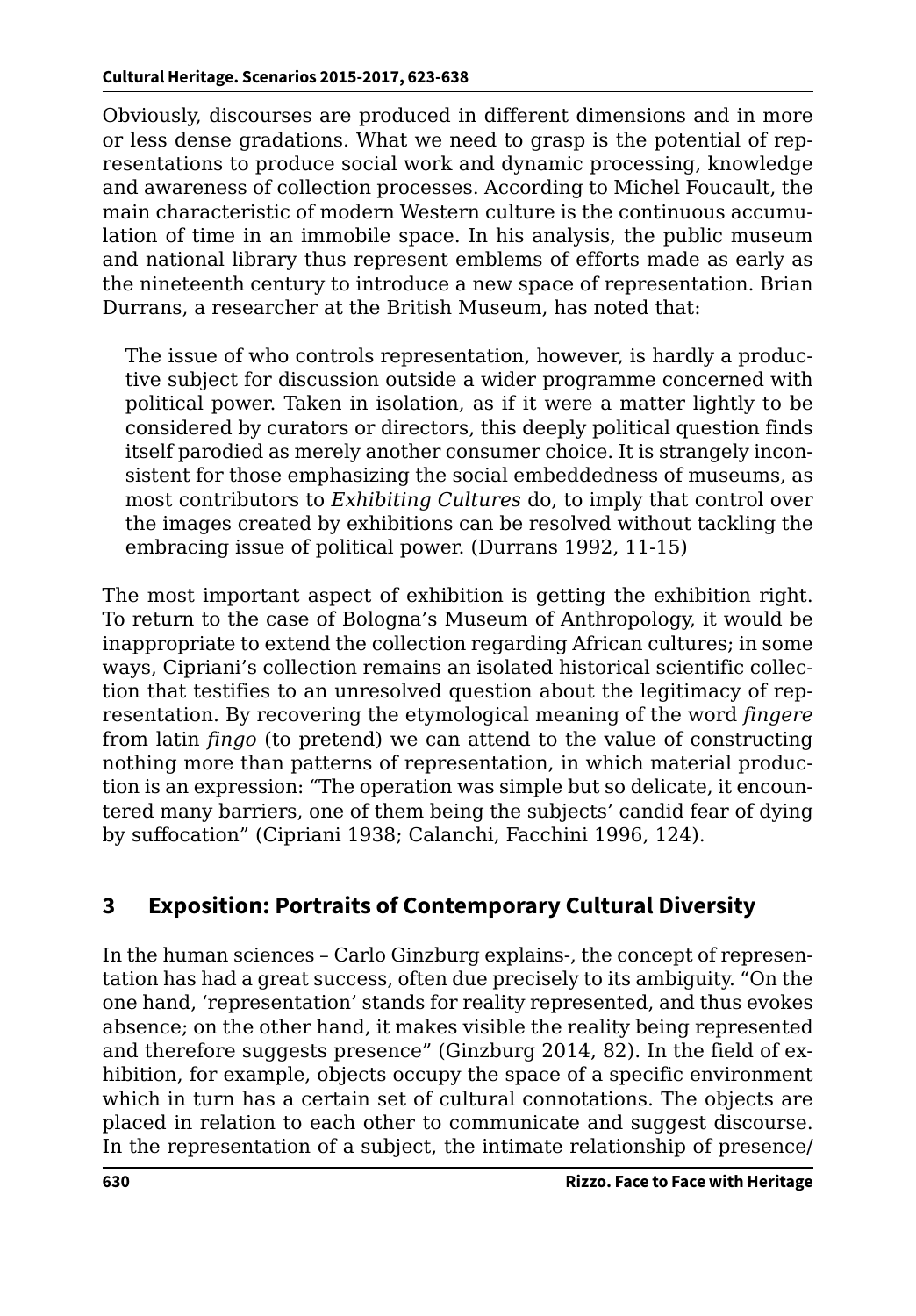Obviously, discourses are produced in different dimensions and in more or less dense gradations. What we need to grasp is the potential of representations to produce social work and dynamic processing, knowledge and awareness of collection processes. According to Michel Foucault, the main characteristic of modern Western culture is the continuous accumulation of time in an immobile space. In his analysis, the public museum and national library thus represent emblems of efforts made as early as the nineteenth century to introduce a new space of representation. Brian Durrans, a researcher at the British Museum, has noted that:

> The issue of who controls representation, however, is hardly a productive subject for discussion outside a wider programme concerned with political power. Taken in isolation, as if it were a matter lightly to be considered by curators or directors, this deeply political question finds itself parodied as merely another consumer choice. It is strangely inconsistent for those emphasizing the social embeddedness of museums, as most contributors to *Exhibiting Cultures* do, to imply that control over the images created by exhibitions can be resolved without tackling the embracing issue of political power. (Durrans 1992, 11-15)

The most important aspect of exhibition is getting the exhibition right. To return to the case of Bologna's Museum of Anthropology, it would be inappropriate to extend the collection regarding African cultures; in some ways, Cipriani's collection remains an isolated historical scientific collection that testifies to an unresolved question about the legitimacy of representation. By recovering the etymological meaning of the word *fingere* from latin *fingo* (to pretend) we can attend to the value of constructing nothing more than patterns of representation, in which material production is an expression: "The operation was simple but so delicate, it encountered many barriers, one of them being the subjects' candid fear of dying by suffocation" (Cipriani 1938; Calanchi, Facchini 1996, 124).

## 3 Exposition: Portraits of Contemporary Cultural Diversity

In the human sciences – Carlo Ginzburg explains-, the concept of representation has had a great success, often due precisely to its ambiguity. "On the one hand, 'representation' stands for reality represented, and thus evokes absence; on the other hand, it makes visible the reality being represented and therefore suggests presence" (Ginzburg 2014, 82). In the field of exhibition, for example, objects occupy the space of a specific environment which in turn has a certain set of cultural connotations. The objects are placed in relation to each other to communicate and suggest discourse. In the representation of a subject, the intimate relationship of presence/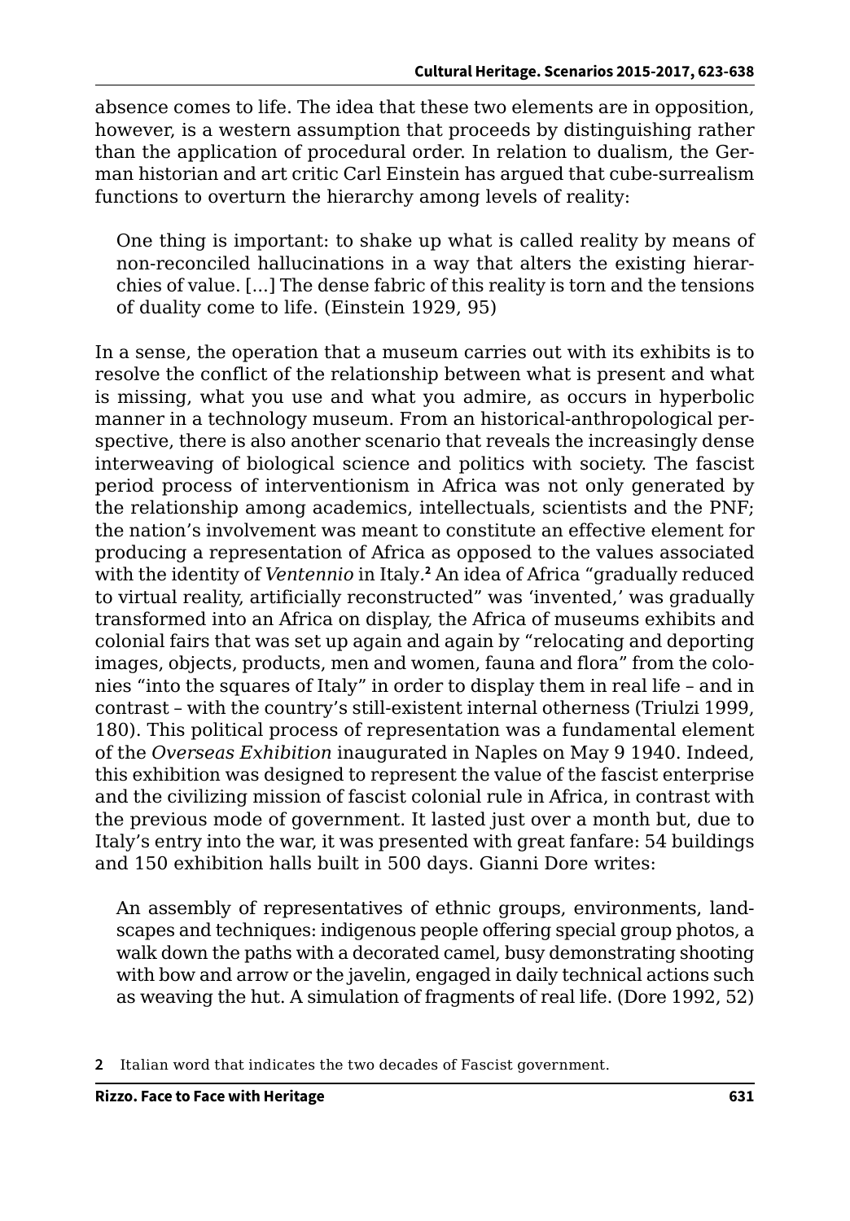absence comes to life. The idea that these two elements are in opposition, however, is a western assumption that proceeds by distinguishing rather than the application of procedural order. In relation to dualism, the German historian and art critic Carl Einstein has argued that cube-surrealism functions to overturn the hierarchy among levels of reality:

> One thing is important: to shake up what is called reality by means of non-reconciled hallucinations in a way that alters the existing hierarchies of value. [...] The dense fabric of this reality is torn and the tensions of duality come to life. (Einstein 1929, 95)

In a sense, the operation that a museum carries out with its exhibits is to resolve the conflict of the relationship between what is present and what is missing, what you use and what you admire, as occurs in hyperbolic manner in a technology museum. From an historical-anthropological perspective, there is also another scenario that reveals the increasingly dense interweaving of biological science and politics with society. The fascist period process of interventionism in Africa was not only generated by the relationship among academics, intellectuals, scientists and the PNF; the nation's involvement was meant to constitute an effective element for producing a representation of Africa as opposed to the values associated with the identity of *Ventennio* in Italy.[2] An idea of Africa "gradually reduced to virtual reality, artificially reconstructed" was 'invented,' was gradually transformed into an Africa on display, the Africa of museums exhibits and colonial fairs that was set up again and again by "relocating and deporting images, objects, products, men and women, fauna and flora" from the colonies "into the squares of Italy" in order to display them in real life – and in contrast – with the country's still-existent internal otherness (Triulzi 1999, 180). This political process of representation was a fundamental element of the *Overseas Exhibition* inaugurated in Naples on May 9 1940. Indeed, this exhibition was designed to represent the value of the fascist enterprise and the civilizing mission of fascist colonial rule in Africa, in contrast with the previous mode of government. It lasted just over a month but, due to Italy's entry into the war, it was presented with great fanfare: 54 buildings and 150 exhibition halls built in 500 days. Gianni Dore writes:

> An assembly of representatives of ethnic groups, environments, landscapes and techniques: indigenous people offering special group photos, a walk down the paths with a decorated camel, busy demonstrating shooting with bow and arrow or the javelin, engaged in daily technical actions such as weaving the hut. A simulation of fragments of real life. (Dore 1992, 52)

---

2 Italian word that indicates the two decades of Fascist government.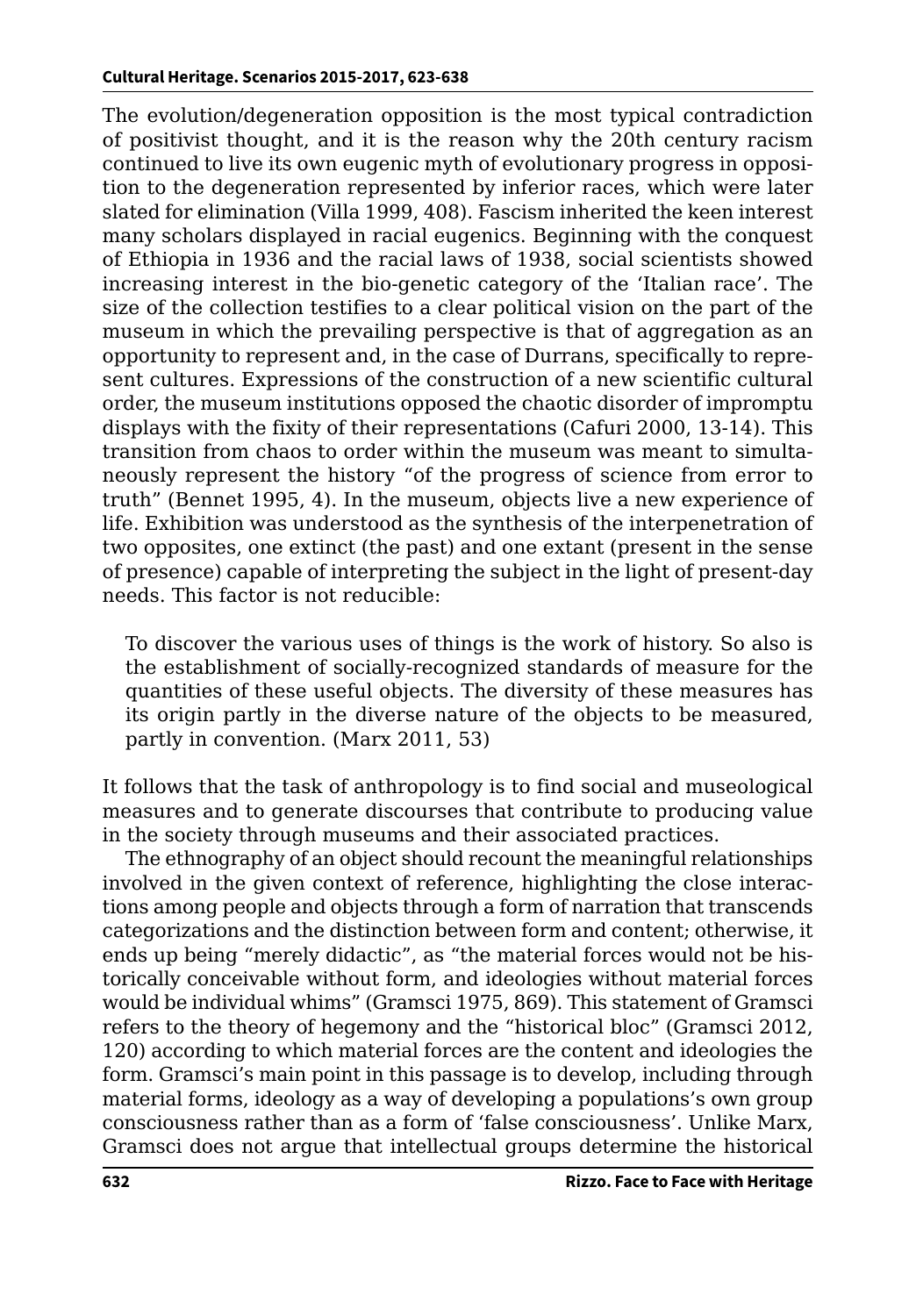The evolution/degeneration opposition is the most typical contradiction of positivist thought, and it is the reason why the 20th century racism continued to live its own eugenic myth of evolutionary progress in opposition to the degeneration represented by inferior races, which were later slated for elimination (Villa 1999, 408). Fascism inherited the keen interest many scholars displayed in racial eugenics. Beginning with the conquest of Ethiopia in 1936 and the racial laws of 1938, social scientists showed increasing interest in the bio-genetic category of the 'Italian race'. The size of the collection testifies to a clear political vision on the part of the museum in which the prevailing perspective is that of aggregation as an opportunity to represent and, in the case of Durrans, specifically to represent cultures. Expressions of the construction of a new scientific cultural order, the museum institutions opposed the chaotic disorder of impromptu displays with the fixity of their representations (Cafuri 2000, 13-14). This transition from chaos to order within the museum was meant to simultaneously represent the history "of the progress of science from error to truth" (Bennet 1995, 4). In the museum, objects live a new experience of life. Exhibition was understood as the synthesis of the interpenetration of two opposites, one extinct (the past) and one extant (present in the sense of presence) capable of interpreting the subject in the light of present-day needs. This factor is not reducible:

> To discover the various uses of things is the work of history. So also is the establishment of socially-recognized standards of measure for the quantities of these useful objects. The diversity of these measures has its origin partly in the diverse nature of the objects to be measured, partly in convention. (Marx 2011, 53)

It follows that the task of anthropology is to find social and museological measures and to generate discourses that contribute to producing value in the society through museums and their associated practices.

The ethnography of an object should recount the meaningful relationships involved in the given context of reference, highlighting the close interactions among people and objects through a form of narration that transcends categorizations and the distinction between form and content; otherwise, it ends up being "merely didactic", as "the material forces would not be historically conceivable without form, and ideologies without material forces would be individual whims" (Gramsci 1975, 869). This statement of Gramsci refers to the theory of hegemony and the "historical bloc" (Gramsci 2012, 120) according to which material forces are the content and ideologies the form. Gramsci's main point in this passage is to develop, including through material forms, ideology as a way of developing a populations's own group consciousness rather than as a form of 'false consciousness'. Unlike Marx, Gramsci does not argue that intellectual groups determine the historical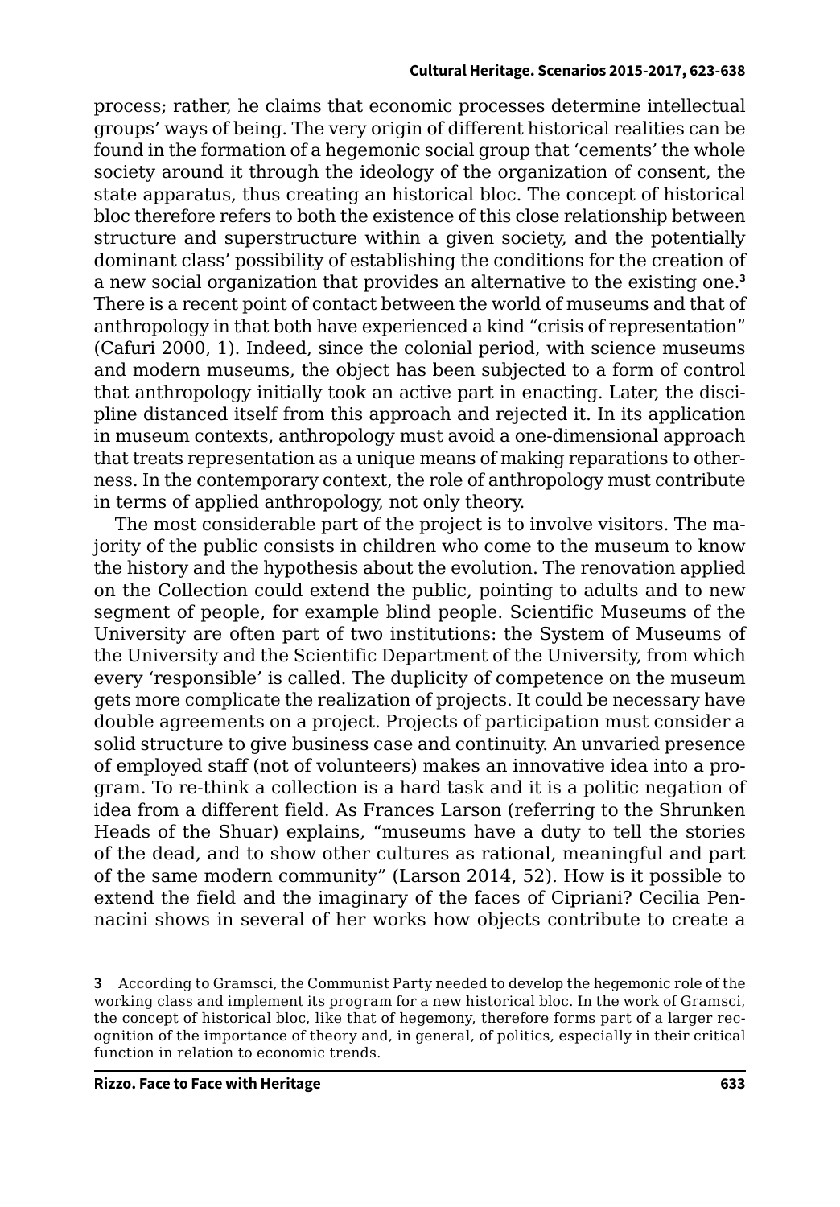process; rather, he claims that economic processes determine intellectual groups' ways of being. The very origin of different historical realities can be found in the formation of a hegemonic social group that 'cements' the whole society around it through the ideology of the organization of consent, the state apparatus, thus creating an historical bloc. The concept of historical bloc therefore refers to both the existence of this close relationship between structure and superstructure within a given society, and the potentially dominant class' possibility of establishing the conditions for the creation of a new social organization that provides an alternative to the existing one.[3] There is a recent point of contact between the world of museums and that of anthropology in that both have experienced a kind "crisis of representation" (Cafuri 2000, 1). Indeed, since the colonial period, with science museums and modern museums, the object has been subjected to a form of control that anthropology initially took an active part in enacting. Later, the discipline distanced itself from this approach and rejected it. In its application in museum contexts, anthropology must avoid a one-dimensional approach that treats representation as a unique means of making reparations to otherness. In the contemporary context, the role of anthropology must contribute in terms of applied anthropology, not only theory.

The most considerable part of the project is to involve visitors. The majority of the public consists in children who come to the museum to know the history and the hypothesis about the evolution. The renovation applied on the Collection could extend the public, pointing to adults and to new segment of people, for example blind people. Scientific Museums of the University are often part of two institutions: the System of Museums of the University and the Scientific Department of the University, from which every 'responsible' is called. The duplicity of competence on the museum gets more complicate the realization of projects. It could be necessary have double agreements on a project. Projects of participation must consider a solid structure to give business case and continuity. An unvaried presence of employed staff (not of volunteers) makes an innovative idea into a program. To re-think a collection is a hard task and it is a politic negation of idea from a different field. As Frances Larson (referring to the Shrunken Heads of the Shuar) explains, "museums have a duty to tell the stories of the dead, and to show other cultures as rational, meaningful and part of the same modern community" (Larson 2014, 52). How is it possible to extend the field and the imaginary of the faces of Cipriani? Cecilia Pennacini shows in several of her works how objects contribute to create a

3 According to Gramsci, the Communist Party needed to develop the hegemonic role of the working class and implement its program for a new historical bloc. In the work of Gramsci, the concept of historical bloc, like that of hegemony, therefore forms part of a larger recognition of the importance of theory and, in general, of politics, especially in their critical function in relation to economic trends.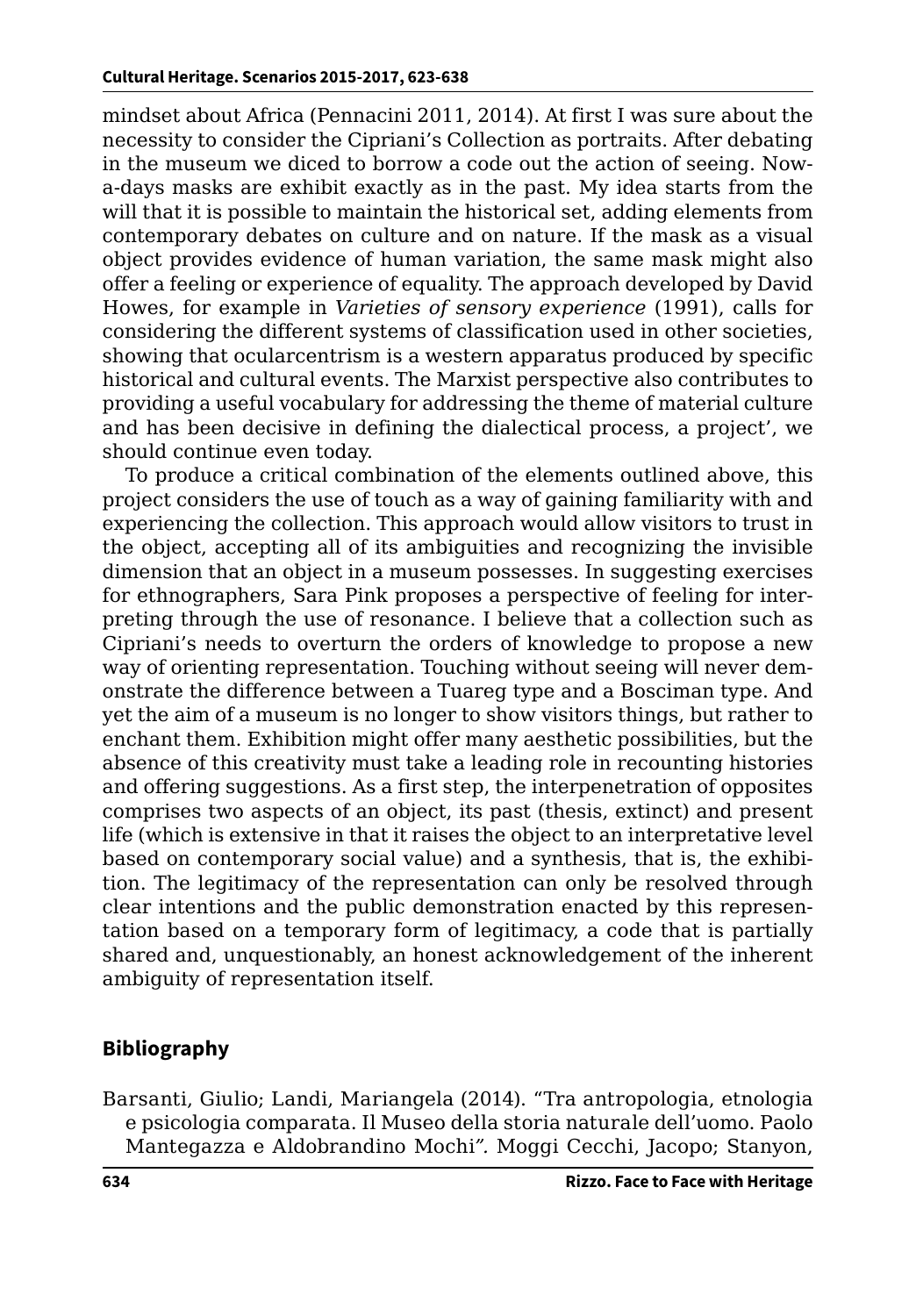mindset about Africa (Pennacini 2011, 2014). At first I was sure about the necessity to consider the Cipriani's Collection as portraits. After debating in the museum we diced to borrow a code out the action of seeing. Nowadays masks are exhibit exactly as in the past. My idea starts from the will that it is possible to maintain the historical set, adding elements from contemporary debates on culture and on nature. If the mask as a visual object provides evidence of human variation, the same mask might also offer a feeling or experience of equality. The approach developed by David Howes, for example in *Varieties of sensory experience* (1991), calls for considering the different systems of classification used in other societies, showing that ocularcentrism is a western apparatus produced by specific historical and cultural events. The Marxist perspective also contributes to providing a useful vocabulary for addressing the theme of material culture and has been decisive in defining the dialectical process, a project', we should continue even today.

To produce a critical combination of the elements outlined above, this project considers the use of touch as a way of gaining familiarity with and experiencing the collection. This approach would allow visitors to trust in the object, accepting all of its ambiguities and recognizing the invisible dimension that an object in a museum possesses. In suggesting exercises for ethnographers, Sara Pink proposes a perspective of feeling for interpreting through the use of resonance. I believe that a collection such as Cipriani's needs to overturn the orders of knowledge to propose a new way of orienting representation. Touching without seeing will never demonstrate the difference between a Tuareg type and a Bosciman type. And yet the aim of a museum is no longer to show visitors things, but rather to enchant them. Exhibition might offer many aesthetic possibilities, but the absence of this creativity must take a leading role in recounting histories and offering suggestions. As a first step, the interpenetration of opposites comprises two aspects of an object, its past (thesis, extinct) and present life (which is extensive in that it raises the object to an interpretative level based on contemporary social value) and a synthesis, that is, the exhibition. The legitimacy of the representation can only be resolved through clear intentions and the public demonstration enacted by this representation based on a temporary form of legitimacy, a code that is partially shared and, unquestionably, an honest acknowledgement of the inherent ambiguity of representation itself.

## Bibliography

Barsanti, Giulio; Landi, Mariangela (2014). "Tra antropologia, etnologia e psicologia comparata. Il Museo della storia naturale dell'uomo. Paolo Mantegazza e Aldobrandino Mochi". Moggi Cecchi, Jacopo; Stanyon,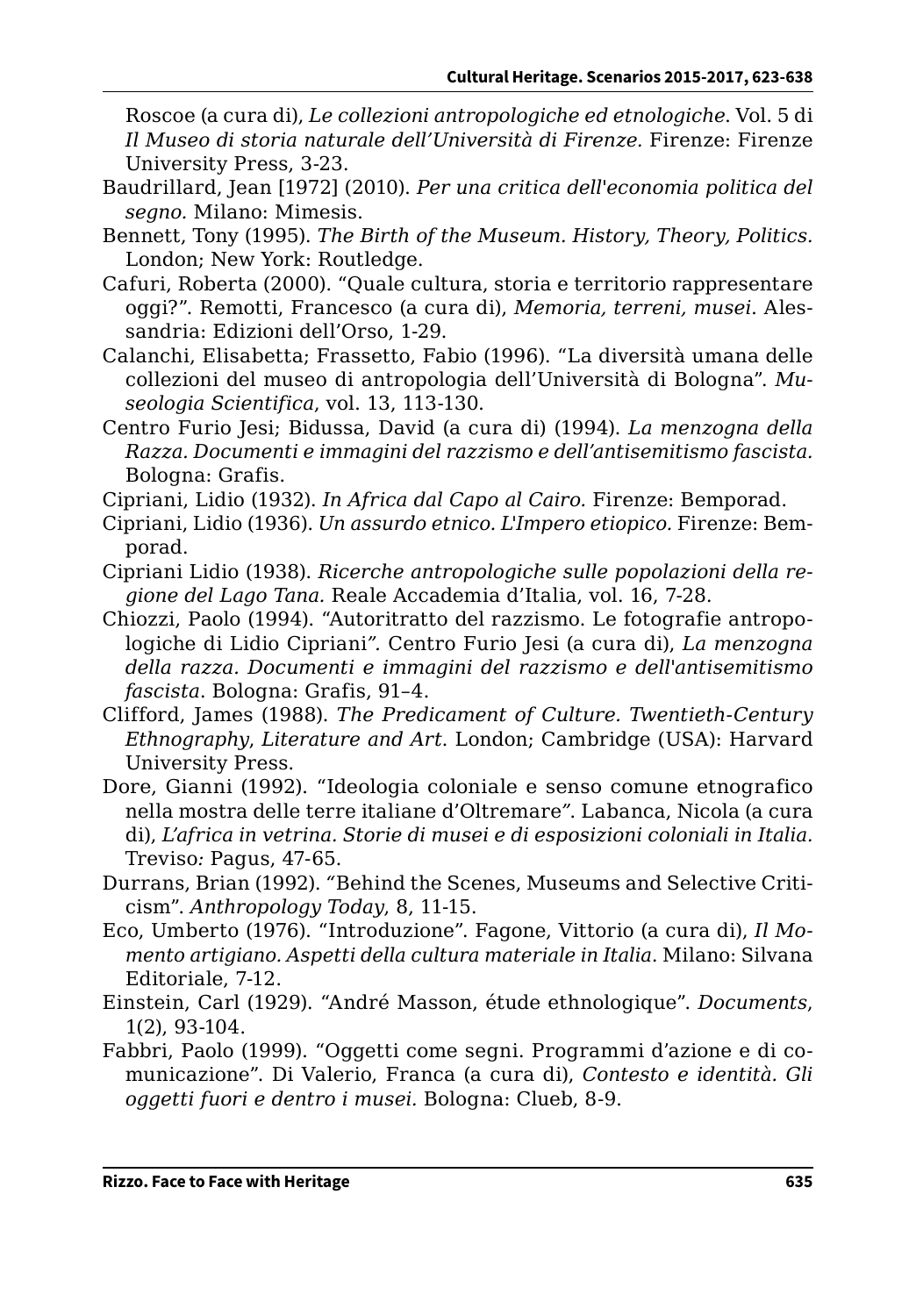Roscoe (a cura di), *Le collezioni antropologiche ed etnologiche*. Vol. 5 di *Il Museo di storia naturale dell'Università di Firenze.* Firenze: Firenze University Press, 3-23.

Baudrillard, Jean [1972] (2010). *Per una critica dell'economia politica del segno.* Milano: Mimesis.

Bennett, Tony (1995). *The Birth of the Museum. History, Theory, Politics.* London; New York: Routledge.

Cafuri, Roberta (2000). "Quale cultura, storia e territorio rappresentare oggi?". Remotti, Francesco (a cura di), *Memoria, terreni, musei*. Alessandria: Edizioni dell'Orso, 1-29.

Calanchi, Elisabetta; Frassetto, Fabio (1996). "La diversità umana delle collezioni del museo di antropologia dell'Università di Bologna". *Museologia Scientifica*, vol. 13, 113-130.

Centro Furio Jesi; Bidussa, David (a cura di) (1994). *La menzogna della Razza. Documenti e immagini del razzismo e dell'antisemitismo fascista.* Bologna: Grafis.

Cipriani, Lidio (1932). *In Africa dal Capo al Cairo.* Firenze: Bemporad.

Cipriani, Lidio (1936). *Un assurdo etnico. L'Impero etiopico.* Firenze: Bemporad.

Cipriani Lidio (1938). *Ricerche antropologiche sulle popolazioni della regione del Lago Tana.* Reale Accademia d'Italia, vol. 16, 7-28.

Chiozzi, Paolo (1994). "Autoritratto del razzismo. Le fotografie antropologiche di Lidio Cipriani". Centro Furio Jesi (a cura di), *La menzogna della razza. Documenti e immagini del razzismo e dell'antisemitismo fascista*. Bologna: Grafis, 91–4.

Clifford, James (1988). *The Predicament of Culture. Twentieth-Century Ethnography, Literature and Art*. London; Cambridge (USA): Harvard University Press.

Dore, Gianni (1992). "Ideologia coloniale e senso comune etnografico nella mostra delle terre italiane d'Oltremare". Labanca, Nicola (a cura di), *L'africa in vetrina. Storie di musei e di esposizioni coloniali in Italia.* Treviso: Pagus, 47-65.

Durrans, Brian (1992). "Behind the Scenes, Museums and Selective Criticism". *Anthropology Today*, 8, 11-15.

Eco, Umberto (1976). "Introduzione". Fagone, Vittorio (a cura di), *Il Momento artigiano. Aspetti della cultura materiale in Italia*. Milano: Silvana Editoriale, 7-12.

Einstein, Carl (1929). "André Masson, étude ethnologique". *Documents*, 1(2), 93-104.

Fabbri, Paolo (1999). "Oggetti come segni. Programmi d'azione e di comunicazione". Di Valerio, Franca (a cura di), *Contesto e identità. Gli oggetti fuori e dentro i musei.* Bologna: Clueb, 8-9.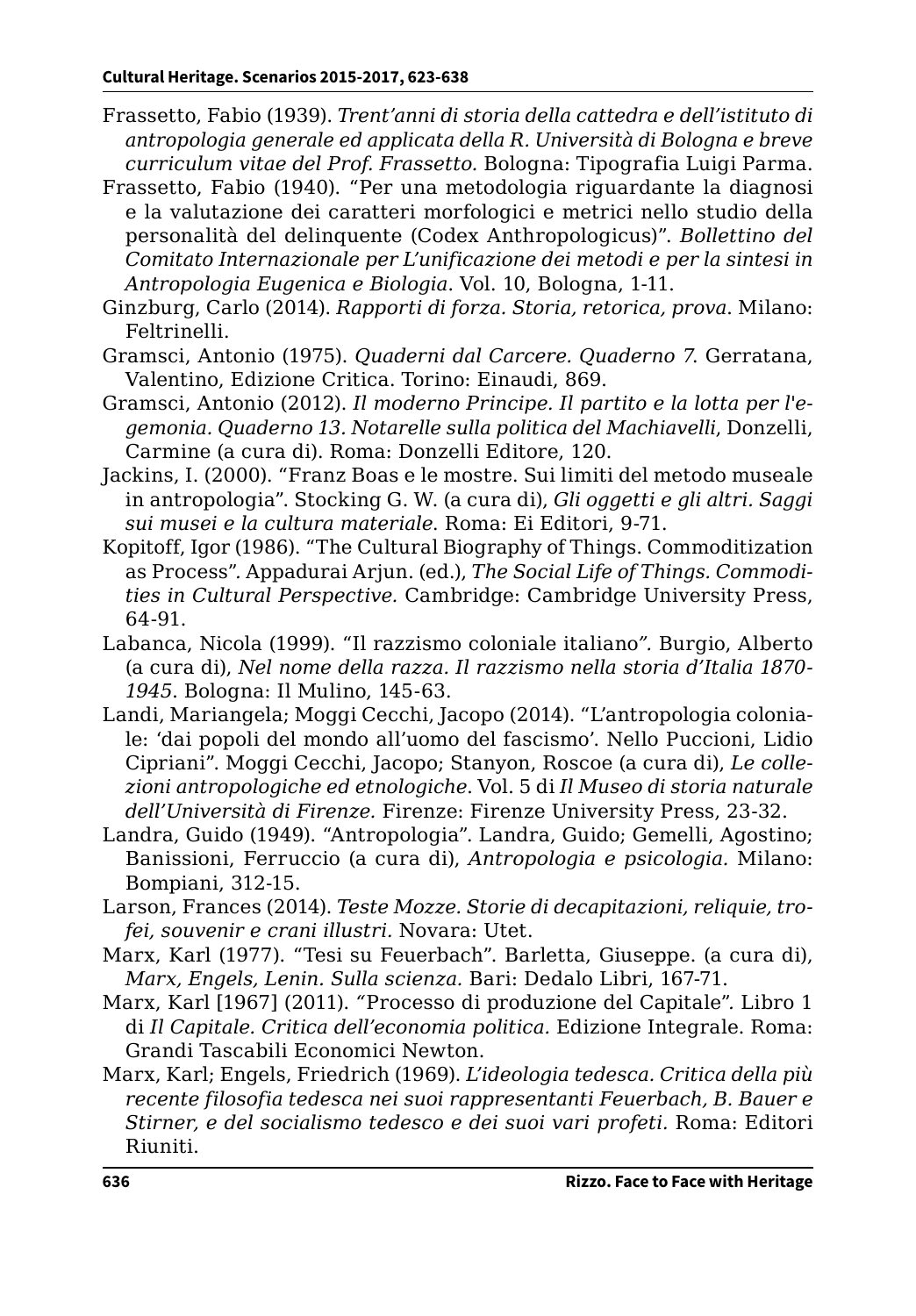Frassetto, Fabio (1939). *Trent'anni di storia della cattedra e dell'istituto di antropologia generale ed applicata della R. Università di Bologna e breve curriculum vitae del Prof. Frassetto.* Bologna: Tipografia Luigi Parma.

Frassetto, Fabio (1940). "Per una metodologia riguardante la diagnosi e la valutazione dei caratteri morfologici e metrici nello studio della personalità del delinquente (Codex Anthropologicus)". *Bollettino del Comitato Internazionale per L'unificazione dei metodi e per la sintesi in Antropologia Eugenica e Biologia*. Vol. 10, Bologna, 1-11.

Ginzburg, Carlo (2014). *Rapporti di forza. Storia, retorica, prova*. Milano: Feltrinelli.

Gramsci, Antonio (1975). *Quaderni dal Carcere. Quaderno 7*. Gerratana, Valentino, Edizione Critica. Torino: Einaudi, 869.

Gramsci, Antonio (2012). *Il moderno Principe. Il partito e la lotta per l'egemonia. Quaderno 13. Notarelle sulla politica del Machiavelli*, Donzelli, Carmine (a cura di). Roma: Donzelli Editore, 120.

Jackins, I. (2000). "Franz Boas e le mostre. Sui limiti del metodo museale in antropologia". Stocking G. W. (a cura di), *Gli oggetti e gli altri. Saggi sui musei e la cultura materiale*. Roma: Ei Editori, 9-71.

Kopitoff, Igor (1986). "The Cultural Biography of Things. Commoditization as Process". Appadurai Arjun. (ed.), *The Social Life of Things. Commodities in Cultural Perspective.* Cambridge: Cambridge University Press, 64-91.

Labanca, Nicola (1999). "Il razzismo coloniale italiano". Burgio, Alberto (a cura di), *Nel nome della razza. Il razzismo nella storia d'Italia 1870-1945*. Bologna: Il Mulino, 145-63.

Landi, Mariangela; Moggi Cecchi, Jacopo (2014). "L'antropologia coloniale: 'dai popoli del mondo all'uomo del fascismo'. Nello Puccioni, Lidio Cipriani". Moggi Cecchi, Jacopo; Stanyon, Roscoe (a cura di), *Le collezioni antropologiche ed etnologiche*. Vol. 5 di *Il Museo di storia naturale dell'Università di Firenze.* Firenze: Firenze University Press, 23-32.

Landra, Guido (1949). "Antropologia". Landra, Guido; Gemelli, Agostino; Banissioni, Ferruccio (a cura di), *Antropologia e psicologia.* Milano: Bompiani, 312-15.

Larson, Frances (2014). *Teste Mozze. Storie di decapitazioni, reliquie, trofei, souvenir e crani illustri.* Novara: Utet.

Marx, Karl (1977). "Tesi su Feuerbach". Barletta, Giuseppe. (a cura di), *Marx, Engels, Lenin. Sulla scienza.* Bari: Dedalo Libri, 167-71.

Marx, Karl [1967] (2011). "Processo di produzione del Capitale". Libro 1 di *Il Capitale. Critica dell'economia politica.* Edizione Integrale. Roma: Grandi Tascabili Economici Newton.

Marx, Karl; Engels, Friedrich (1969). *L'ideologia tedesca. Critica della più recente filosofia tedesca nei suoi rappresentanti Feuerbach, B. Bauer e Stirner, e del socialismo tedesco e dei suoi vari profeti.* Roma: Editori Riuniti.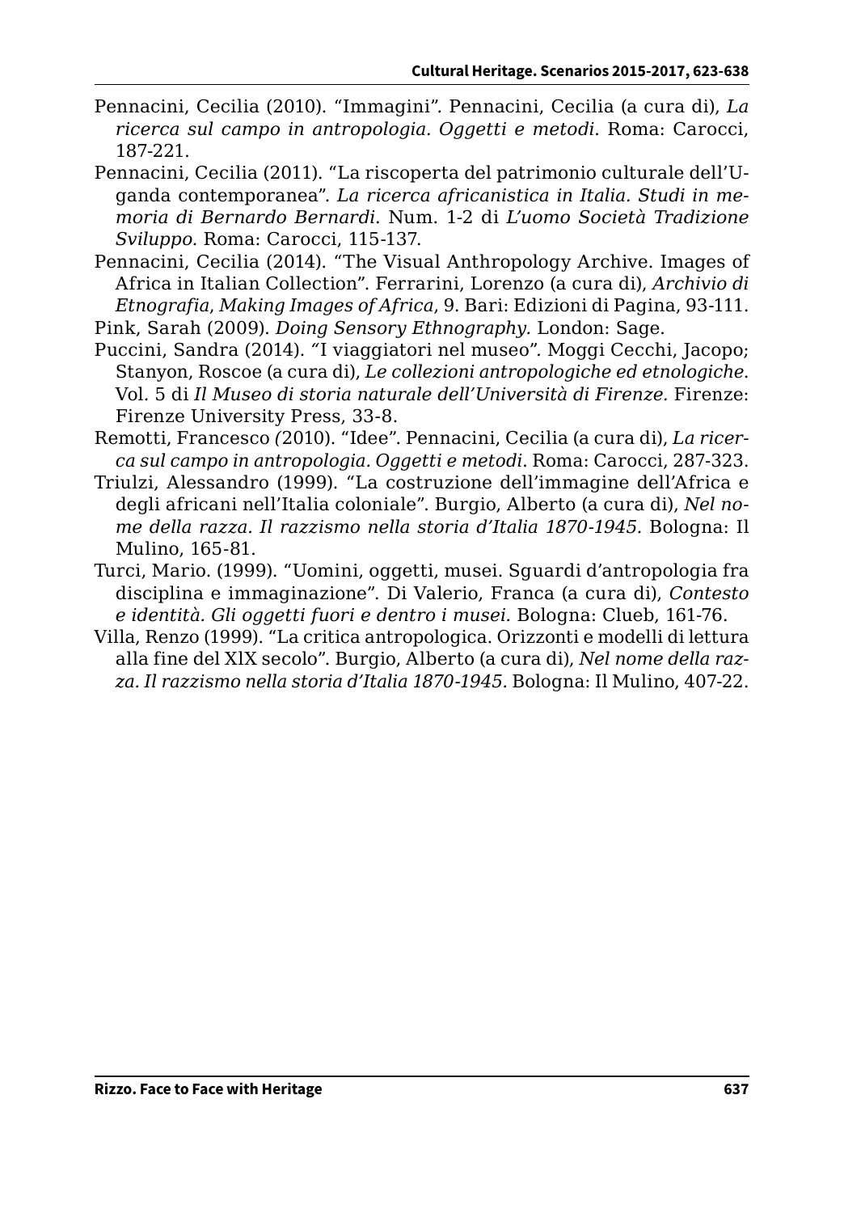Pennacini, Cecilia (2010). "Immagini". Pennacini, Cecilia (a cura di), *La ricerca sul campo in antropologia. Oggetti e metodi*. Roma: Carocci, 187-221.

Pennacini, Cecilia (2011). "La riscoperta del patrimonio culturale dell'Uganda contemporanea". *La ricerca africanistica in Italia. Studi in memoria di Bernardo Bernardi*. Num. 1-2 di *L'uomo Società Tradizione Sviluppo.* Roma: Carocci, 115-137.

Pennacini, Cecilia (2014). "The Visual Anthropology Archive. Images of Africa in Italian Collection". Ferrarini, Lorenzo (a cura di), *Archivio di Etnografia*, *Making Images of Africa*, 9. Bari: Edizioni di Pagina, 93-111.

Pink, Sarah (2009). *Doing Sensory Ethnography.* London: Sage.

Puccini, Sandra (2014). "I viaggiatori nel museo". Moggi Cecchi, Jacopo; Stanyon, Roscoe (a cura di), *Le collezioni antropologiche ed etnologiche*. Vol. 5 di *Il Museo di storia naturale dell'Università di Firenze.* Firenze: Firenze University Press, 33-8.

Remotti, Francesco (2010). "Idee". Pennacini, Cecilia (a cura di), *La ricerca sul campo in antropologia. Oggetti e metodi*. Roma: Carocci, 287-323.

Triulzi, Alessandro (1999). "La costruzione dell'immagine dell'Africa e degli africani nell'Italia coloniale". Burgio, Alberto (a cura di), *Nel nome della razza. Il razzismo nella storia d'Italia 1870-1945.* Bologna: Il Mulino, 165-81.

Turci, Mario. (1999). "Uomini, oggetti, musei. Sguardi d'antropologia fra disciplina e immaginazione". Di Valerio, Franca (a cura di), *Contesto e identità. Gli oggetti fuori e dentro i musei.* Bologna: Clueb, 161-76.

Villa, Renzo (1999). "La critica antropologica. Orizzonti e modelli di lettura alla fine del XlX secolo". Burgio, Alberto (a cura di), *Nel nome della razza. Il razzismo nella storia d'Italia 1870-1945.* Bologna: Il Mulino, 407-22.